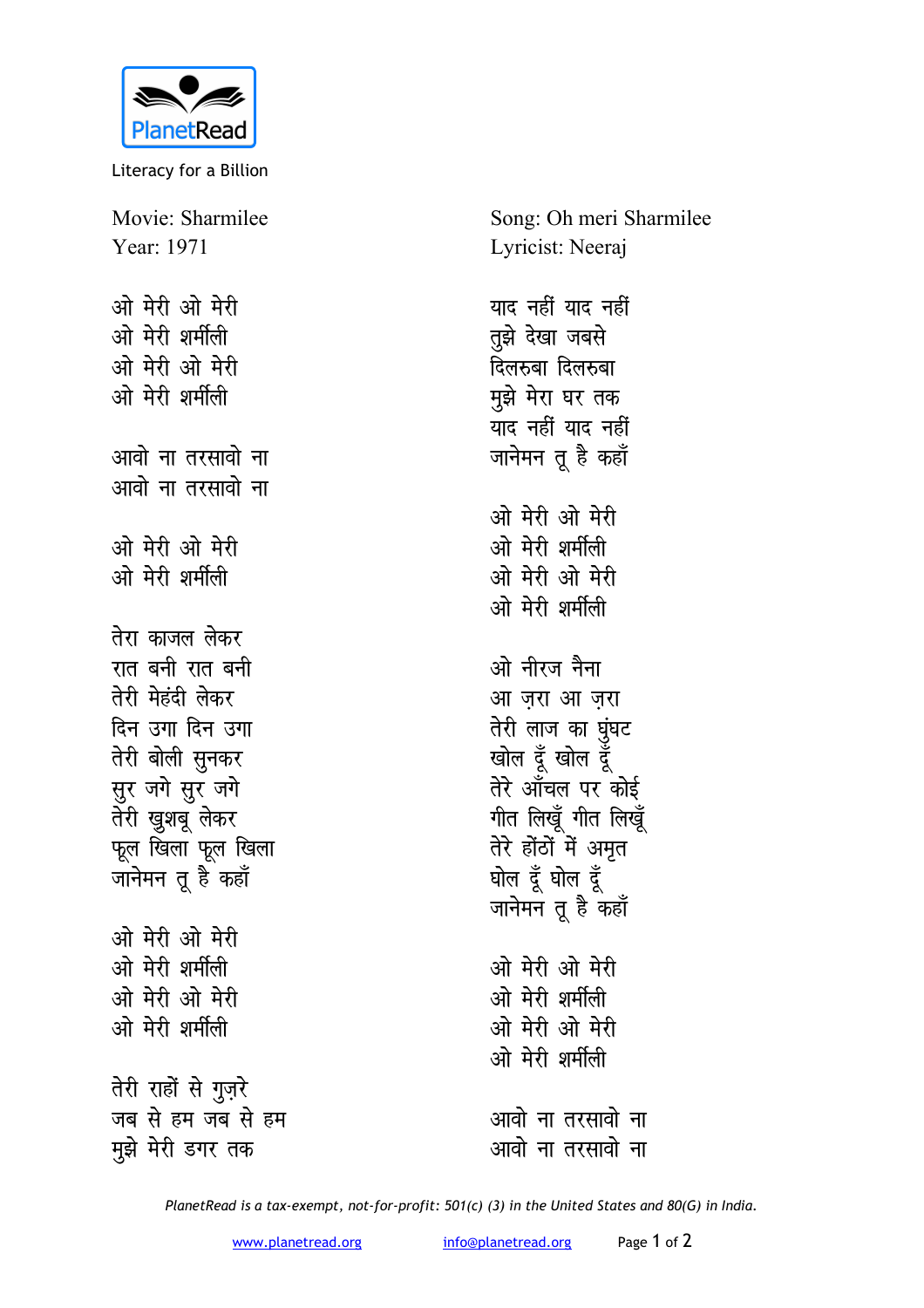PlanetRead

Literacy for a Billion

Movie: Sharmilee
Year: 1971

Song: Oh meri Sharmilee
Lyricist: Neeraj

ओ मेरी ओ मेरी
ओ मेरी शर्मीली
ओ मेरी ओ मेरी
ओ मेरी शर्मीली

आवो ना तरसावो ना
आवो ना तरसावो ना

ओ मेरी ओ मेरी
ओ मेरी शर्मीली

तेरा काजल लेकर
रात बनी रात बनी
तेरी मेहंदी लेकर
दिन उगा दिन उगा
तेरी बोली सुनकर
सुर जगे सुर जगे
तेरी खुशबू लेकर
फूल खिला फूल खिला
जानेमन तू है कहाँ

ओ मेरी ओ मेरी
ओ मेरी शर्मीली
ओ मेरी ओ मेरी
ओ मेरी शर्मीली

तेरी राहों से गुज़रे
जब से हम जब से हम
मुझे मेरी डगर तक
याद नहीं याद नहीं
तुझे देखा जबसे
दिलरुबा दिलरुबा
मुझे मेरा घर तक
याद नहीं याद नहीं
जानेमन तू है कहाँ

ओ मेरी ओ मेरी
ओ मेरी शर्मीली
ओ मेरी ओ मेरी
ओ मेरी शर्मीली

ओ नीरज नैना
आ ज़रा आ ज़रा
तेरी लाज का घुंघट
खोल दूँ खोल दूँ
तेरे आँचल पर कोई
गीत लिखूँ गीत लिखूँ
तेरे होंठों में अमृत
घोल दूँ घोल दूँ
जानेमन तू है कहाँ

ओ मेरी ओ मेरी
ओ मेरी शर्मीली
ओ मेरी ओ मेरी
ओ मेरी शर्मीली

आवो ना तरसावो ना
आवो ना तरसावो ना

*PlanetRead is a tax-exempt, not-for-profit: 501(c) (3) in the United States and 80(G) in India.*

www.planetread.org info@planetread.org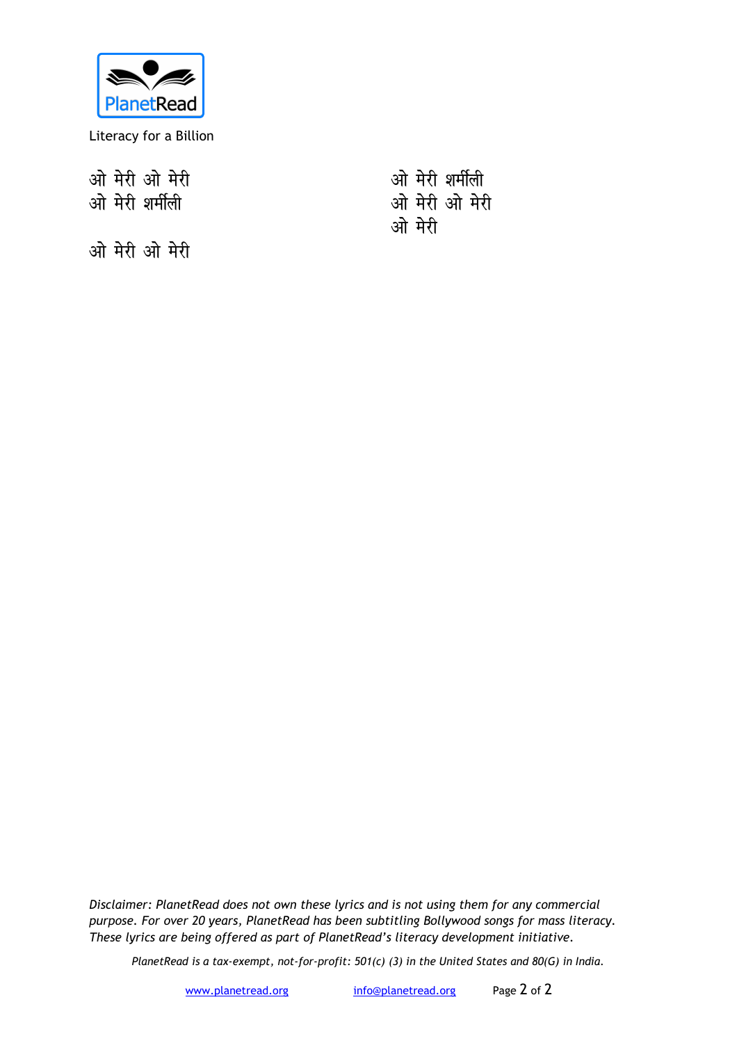ओ मेरी ओ मेरी
ओ मेरी शर्मीली

ओ मेरी ओ मेरी

ओ मेरी शर्मीली
ओ मेरी ओ मेरी
ओ मेरी

*Disclaimer: PlanetRead does not own these lyrics and is not using them for any commercial purpose. For over 20 years, PlanetRead has been subtitling Bollywood songs for mass literacy. These lyrics are being offered as part of PlanetRead's literacy development initiative.*

*PlanetRead is a tax-exempt, not-for-profit: 501(c) (3) in the United States and 80(G) in India.*

www.planetread.org info@planetread.org